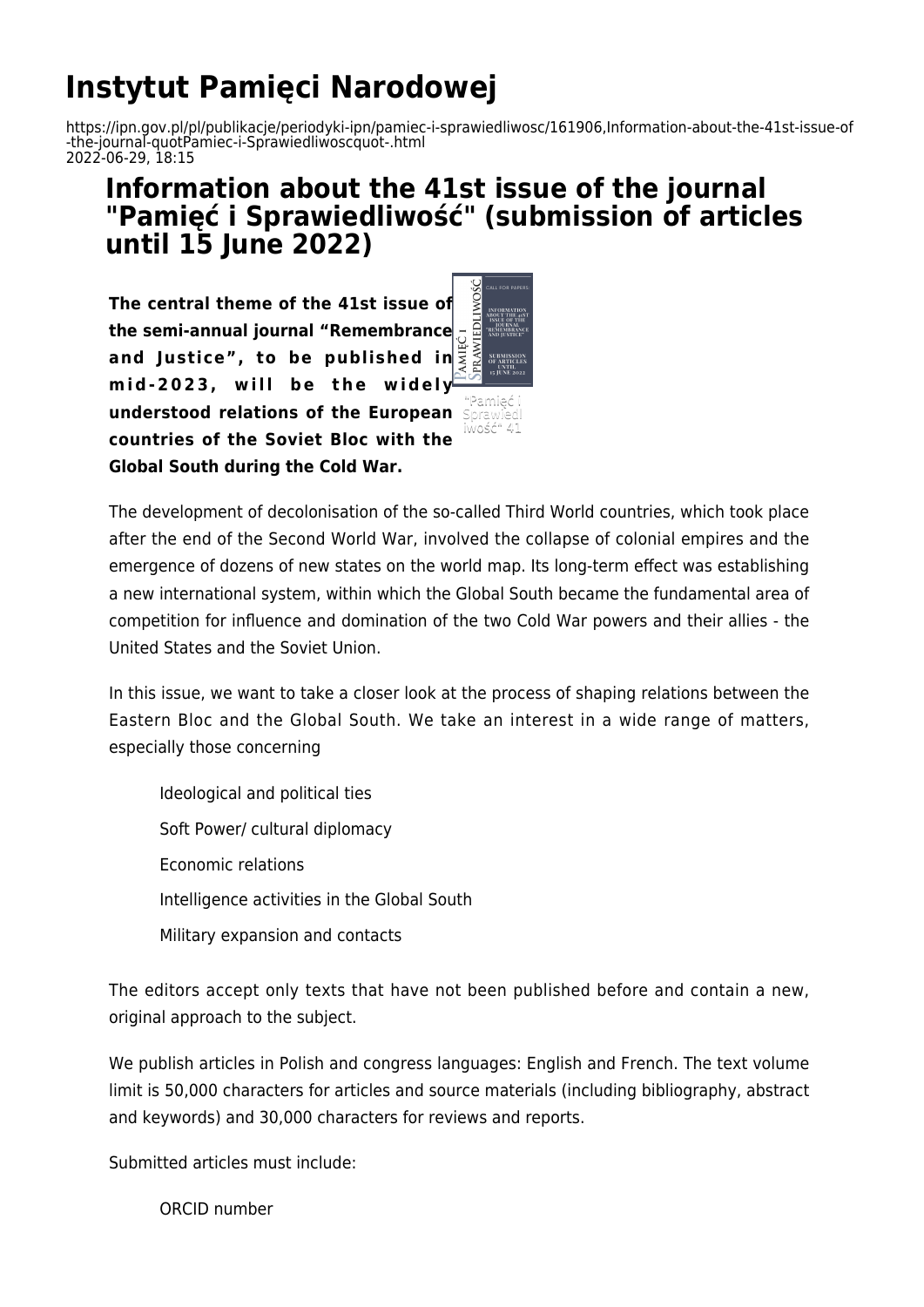# Instytut Pamięci Narodowej

https://ipn.gov.pl/pl/publikacje/periodyki-ipn/pamiec-i-sprawiedliwosc/161906,Information-about-the-41st-issue-of-the-journal-quotPamiec-i-Sprawiedliwoscquot-.html
2022-06-29, 18:15

## Information about the 41st issue of the journal "Pamięć i Sprawiedliwość" (submission of articles until 15 June 2022)

**The central theme of the 41st issue of the semi-annual journal "Remembrance and Justice", to be published in mid-2023, will be the widely understood relations of the European countries of the Soviet Bloc with the Global South during the Cold War.**

"Pamięć i Sprawiedliwość" 41

The development of decolonisation of the so-called Third World countries, which took place after the end of the Second World War, involved the collapse of colonial empires and the emergence of dozens of new states on the world map. Its long-term effect was establishing a new international system, within which the Global South became the fundamental area of competition for influence and domination of the two Cold War powers and their allies - the United States and the Soviet Union.

In this issue, we want to take a closer look at the process of shaping relations between the Eastern Bloc and the Global South. We take an interest in a wide range of matters, especially those concerning

- Ideological and political ties
- Soft Power/ cultural diplomacy
- Economic relations
- Intelligence activities in the Global South
- Military expansion and contacts

The editors accept only texts that have not been published before and contain a new, original approach to the subject.

We publish articles in Polish and congress languages: English and French. The text volume limit is 50,000 characters for articles and source materials (including bibliography, abstract and keywords) and 30,000 characters for reviews and reports.

Submitted articles must include:

- ORCID number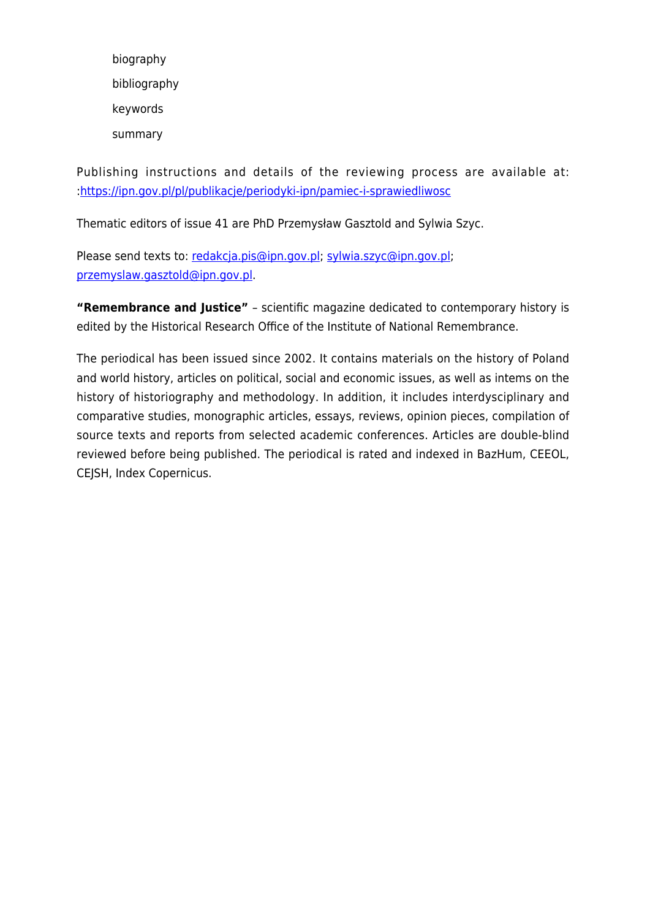- biography
- bibliography
- keywords
- summary

Publishing instructions and details of the reviewing process are available at: :https://ipn.gov.pl/pl/publikacje/periodyki-ipn/pamiec-i-sprawiedliwosc

Thematic editors of issue 41 are PhD Przemysław Gasztold and Sylwia Szyc.

Please send texts to: redakcja.pis@ipn.gov.pl; sylwia.szyc@ipn.gov.pl; przemyslaw.gasztold@ipn.gov.pl.

**"Remembrance and Justice"** – scientific magazine dedicated to contemporary history is edited by the Historical Research Office of the Institute of National Remembrance.

The periodical has been issued since 2002. It contains materials on the history of Poland and world history, articles on political, social and economic issues, as well as intems on the history of historiography and methodology. In addition, it includes interdysciplinary and comparative studies, monographic articles, essays, reviews, opinion pieces, compilation of source texts and reports from selected academic conferences. Articles are double-blind reviewed before being published. The periodical is rated and indexed in BazHum, CEEOL, CEJSH, Index Copernicus.